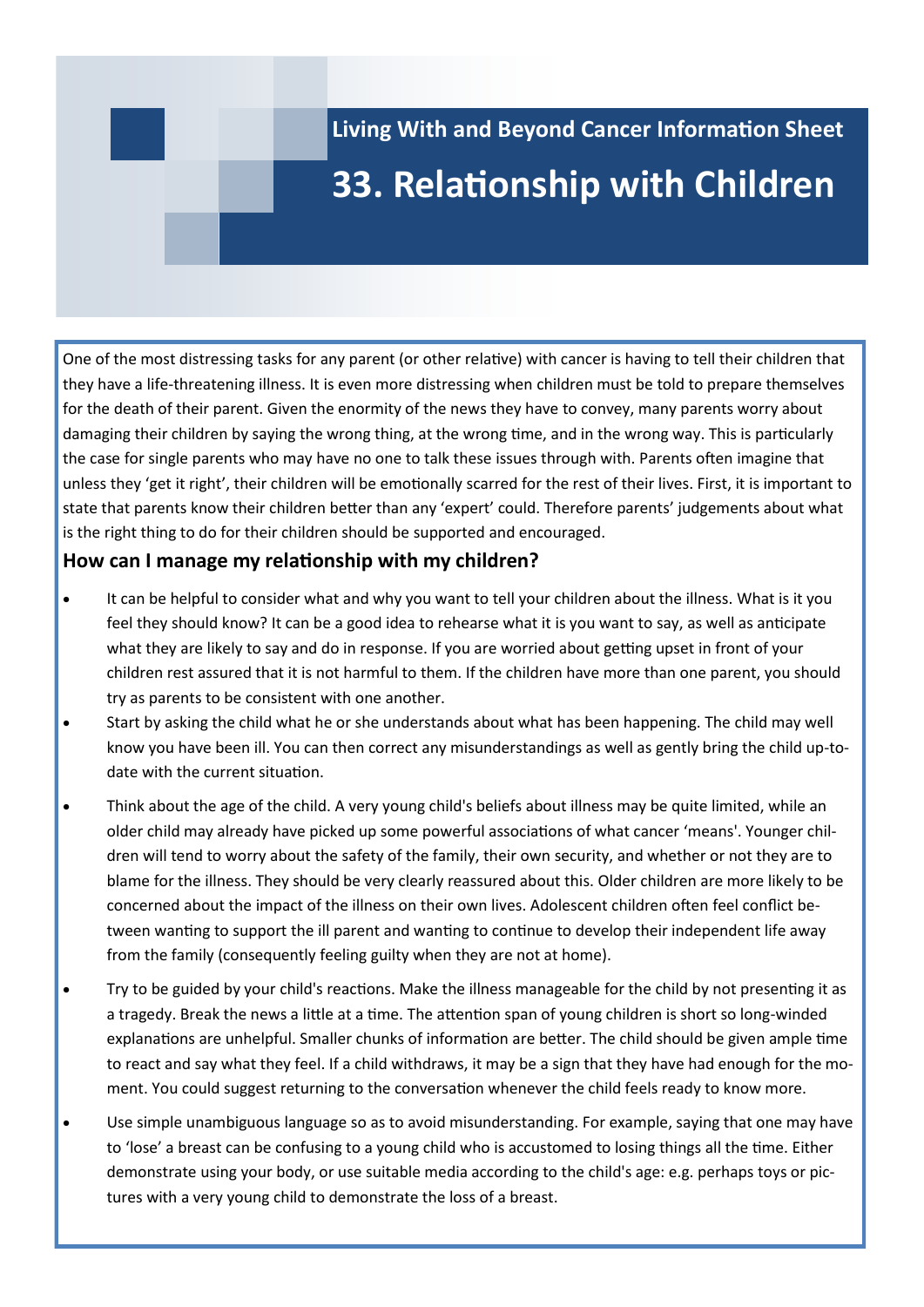Living With and Beyond Cancer Information Sheet

# 33. Relationship with Children

One of the most distressing tasks for any parent (or other relative) with cancer is having to tell their children that they have a life-threatening illness. It is even more distressing when children must be told to prepare themselves for the death of their parent. Given the enormity of the news they have to convey, many parents worry about damaging their children by saying the wrong thing, at the wrong time, and in the wrong way. This is particularly the case for single parents who may have no one to talk these issues through with. Parents often imagine that unless they 'get it right', their children will be emotionally scarred for the rest of their lives. First, it is important to state that parents know their children better than any 'expert' could. Therefore parents' judgements about what is the right thing to do for their children should be supported and encouraged.

## How can I manage my relationship with my children?

- It can be helpful to consider what and why you want to tell your children about the illness. What is it you feel they should know? It can be a good idea to rehearse what it is you want to say, as well as anticipate what they are likely to say and do in response. If you are worried about getting upset in front of your children rest assured that it is not harmful to them. If the children have more than one parent, you should try as parents to be consistent with one another.
- Start by asking the child what he or she understands about what has been happening. The child may well know you have been ill. You can then correct any misunderstandings as well as gently bring the child up-to-date with the current situation.
- Think about the age of the child. A very young child's beliefs about illness may be quite limited, while an older child may already have picked up some powerful associations of what cancer 'means'. Younger children will tend to worry about the safety of the family, their own security, and whether or not they are to blame for the illness. They should be very clearly reassured about this. Older children are more likely to be concerned about the impact of the illness on their own lives. Adolescent children often feel conflict between wanting to support the ill parent and wanting to continue to develop their independent life away from the family (consequently feeling guilty when they are not at home).
- Try to be guided by your child's reactions. Make the illness manageable for the child by not presenting it as a tragedy. Break the news a little at a time. The attention span of young children is short so long-winded explanations are unhelpful. Smaller chunks of information are better. The child should be given ample time to react and say what they feel. If a child withdraws, it may be a sign that they have had enough for the moment. You could suggest returning to the conversation whenever the child feels ready to know more.
- Use simple unambiguous language so as to avoid misunderstanding. For example, saying that one may have to 'lose' a breast can be confusing to a young child who is accustomed to losing things all the time. Either demonstrate using your body, or use suitable media according to the child's age: e.g. perhaps toys or pictures with a very young child to demonstrate the loss of a breast.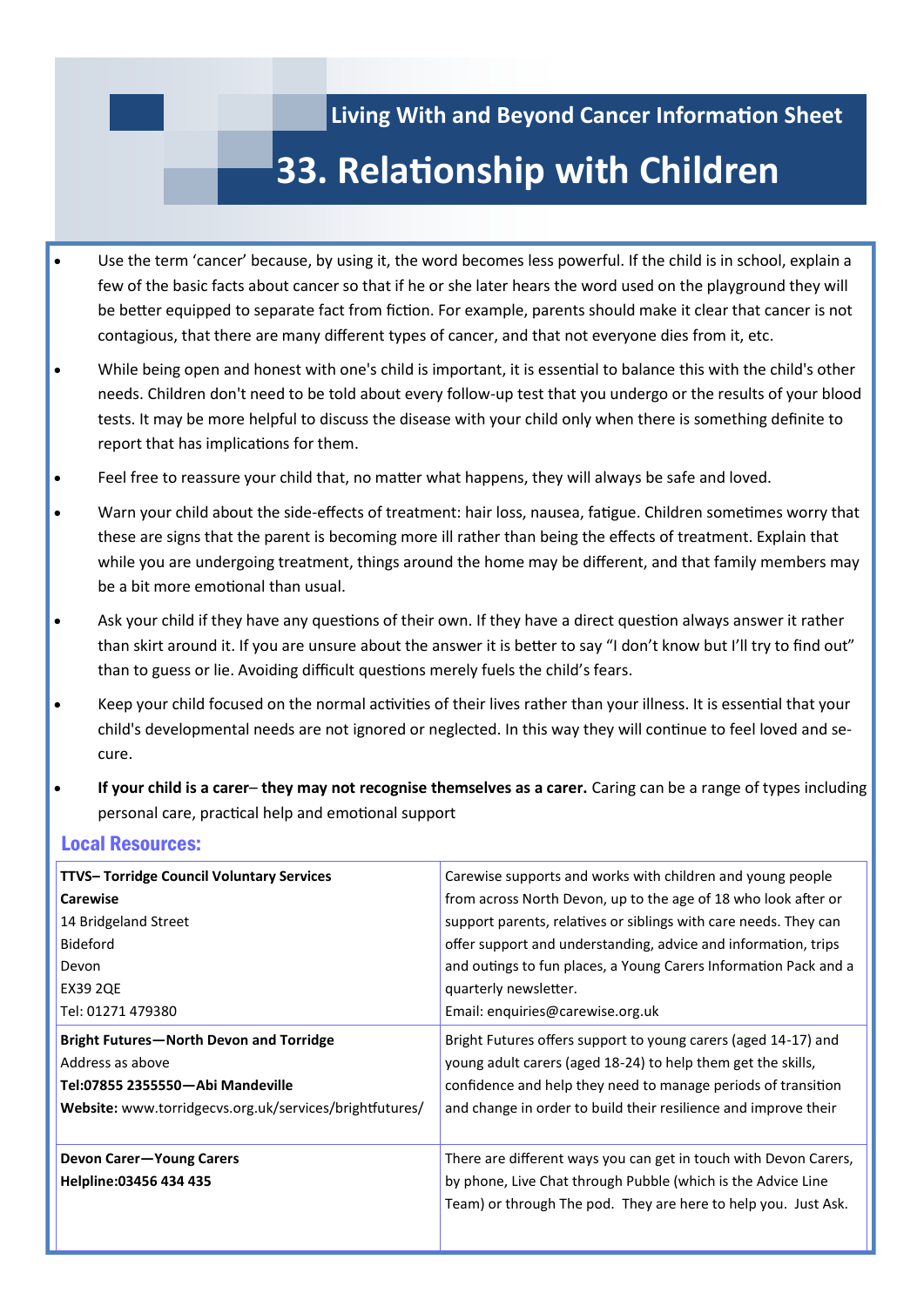Living With and Beyond Cancer Information Sheet

# 33. Relationship with Children

- Use the term 'cancer' because, by using it, the word becomes less powerful. If the child is in school, explain a few of the basic facts about cancer so that if he or she later hears the word used on the playground they will be better equipped to separate fact from fiction. For example, parents should make it clear that cancer is not contagious, that there are many different types of cancer, and that not everyone dies from it, etc.
- While being open and honest with one's child is important, it is essential to balance this with the child's other needs. Children don't need to be told about every follow-up test that you undergo or the results of your blood tests. It may be more helpful to discuss the disease with your child only when there is something definite to report that has implications for them.
- Feel free to reassure your child that, no matter what happens, they will always be safe and loved.
- Warn your child about the side-effects of treatment: hair loss, nausea, fatigue. Children sometimes worry that these are signs that the parent is becoming more ill rather than being the effects of treatment. Explain that while you are undergoing treatment, things around the home may be different, and that family members may be a bit more emotional than usual.
- Ask your child if they have any questions of their own. If they have a direct question always answer it rather than skirt around it. If you are unsure about the answer it is better to say "I don't know but I'll try to find out" than to guess or lie. Avoiding difficult questions merely fuels the child's fears.
- Keep your child focused on the normal activities of their lives rather than your illness. It is essential that your child's developmental needs are not ignored or neglected. In this way they will continue to feel loved and secure.
- **If your child is a carer– they may not recognise themselves as a carer.** Caring can be a range of types including personal care, practical help and emotional support

## Local Resources:

| | |
|---|---|
| **TTVS– Torridge Council Voluntary Services**<br>**Carewise**<br>14 Bridgeland Street<br>Bideford<br>Devon<br>EX39 2QE<br>Tel: 01271 479380 | Carewise supports and works with children and young people from across North Devon, up to the age of 18 who look after or support parents, relatives or siblings with care needs. They can offer support and understanding, advice and information, trips and outings to fun places, a Young Carers Information Pack and a quarterly newsletter.<br>Email: enquiries@carewise.org.uk |
| **Bright Futures—North Devon and Torridge**<br>Address as above<br>**Tel:07855 2355550—Abi Mandeville**<br>**Website:** www.torridgecvs.org.uk/services/brightfutures/ | Bright Futures offers support to young carers (aged 14-17) and young adult carers (aged 18-24) to help them get the skills, confidence and help they need to manage periods of transition and change in order to build their resilience and improve their |
| **Devon Carer—Young Carers**<br>**Helpline:03456 434 435** | There are different ways you can get in touch with Devon Carers, by phone, Live Chat through Pubble (which is the Advice Line Team) or through The pod. They are here to help you. Just Ask. |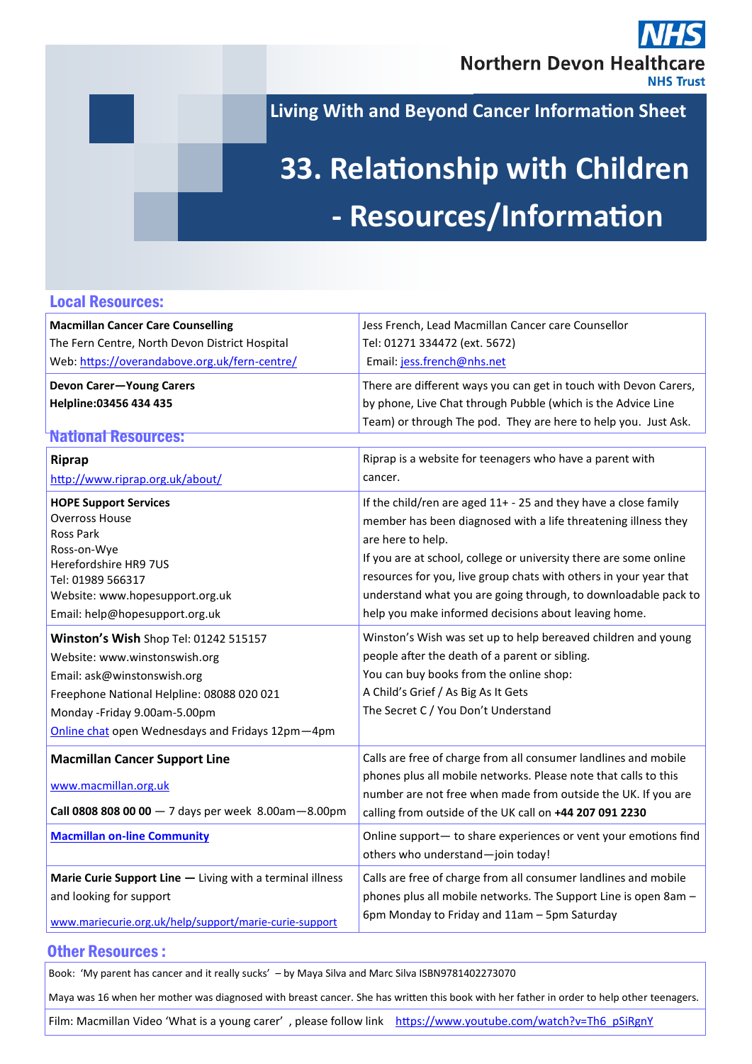NHS
Northern Devon Healthcare
NHS Trust

Living With and Beyond Cancer Information Sheet

# 33. Relationship with Children - Resources/Information

## Local Resources:

| | |
|---|---|
| **Macmillan Cancer Care Counselling**<br>The Fern Centre, North Devon District Hospital<br>Web: https://overandabove.org.uk/fern-centre/ | Jess French, Lead Macmillan Cancer care Counsellor<br>Tel: 01271 334472 (ext. 5672)<br>Email: jess.french@nhs.net |
| **Devon Carer—Young Carers**<br>**Helpline:03456 434 435** | There are different ways you can get in touch with Devon Carers, by phone, Live Chat through Pubble (which is the Advice Line Team) or through The pod. They are here to help you. Just Ask. |

## National Resources:

| | |
|---|---|
| **Riprap**<br>http://www.riprap.org.uk/about/ | Riprap is a website for teenagers who have a parent with cancer. |
| **HOPE Support Services**<br>Overross House<br>Ross Park<br>Ross-on-Wye<br>Herefordshire HR9 7US<br>Tel: 01989 566317<br>Website: www.hopesupport.org.uk<br>Email: help@hopesupport.org.uk | If the child/ren are aged 11+ - 25 and they have a close family member has been diagnosed with a life threatening illness they are here to help.<br>If you are at school, college or university there are some online resources for you, live group chats with others in your year that understand what you are going through, to downloadable pack to help you make informed decisions about leaving home. |
| **Winston's Wish** Shop Tel: 01242 515157<br>Website: www.winstonswish.org<br>Email: ask@winstonswish.org<br>Freephone National Helpline: 08088 020 021<br>Monday -Friday 9.00am-5.00pm<br>Online chat open Wednesdays and Fridays 12pm—4pm | Winston's Wish was set up to help bereaved children and young people after the death of a parent or sibling.<br>You can buy books from the online shop:<br>A Child's Grief / As Big As It Gets<br>The Secret C / You Don't Understand |
| **Macmillan Cancer Support Line**<br>www.macmillan.org.uk<br>**Call 0808 808 00 00** — 7 days per week 8.00am—8.00pm | Calls are free of charge from all consumer landlines and mobile phones plus all mobile networks. Please note that calls to this number are not free when made from outside the UK. If you are calling from outside of the UK call on **+44 207 091 2230** |
| **Macmillan on-line Community** | Online support— to share experiences or vent your emotions find others who understand—join today! |
| **Marie Curie Support Line** — Living with a terminal illness and looking for support<br>www.mariecurie.org.uk/help/support/marie-curie-support | Calls are free of charge from all consumer landlines and mobile phones plus all mobile networks. The Support Line is open 8am – 6pm Monday to Friday and 11am – 5pm Saturday |

## Other Resources :

Book: 'My parent has cancer and it really sucks' – by Maya Silva and Marc Silva ISBN9781402273070

Maya was 16 when her mother was diagnosed with breast cancer. She has written this book with her father in order to help other teenagers.

Film: Macmillan Video 'What is a young carer' , please follow link https://www.youtube.com/watch?v=Th6_pSiRgnY